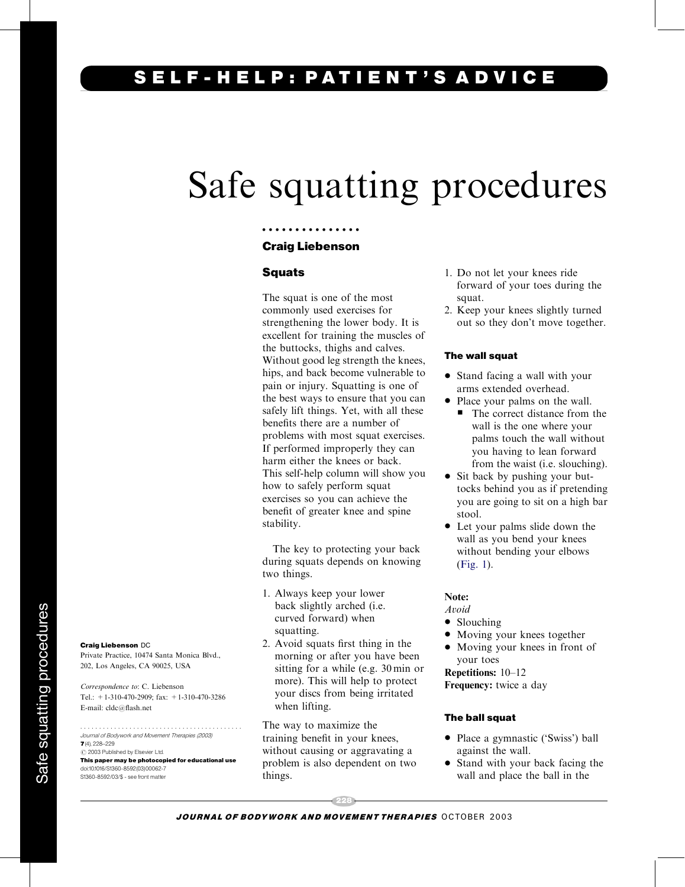# Safe squatting procedures

**Craig Liebenson**

**Craig Liebenson** DC
Private Practice, 10474 Santa Monica Blvd., 202, Los Angeles, CA 90025, USA

*Correspondence to*: C. Liebenson
Tel.: +1-310-470-2909; fax: +1-310-470-3286
E-mail: cldc@flash.net

*Journal of Bodywork and Movement Therapies (2003)*
**7**(4), 228–229
© 2003 Published by Elsevier Ltd.
**This paper may be photocopied for educational use**
doi:10.1016/S1360-8592(03)00062-7
S1360-8592/03/$ - see front matter

## Squats

The squat is one of the most commonly used exercises for strengthening the lower body. It is excellent for training the muscles of the buttocks, thighs and calves. Without good leg strength the knees, hips, and back become vulnerable to pain or injury. Squatting is one of the best ways to ensure that you can safely lift things. Yet, with all these benefits there are a number of problems with most squat exercises. If performed improperly they can harm either the knees or back. This self-help column will show you how to safely perform squat exercises so you can achieve the benefit of greater knee and spine stability.

The key to protecting your back during squats depends on knowing two things.

1. Always keep your lower back slightly arched (i.e. curved forward) when squatting.
2. Avoid squats first thing in the morning or after you have been sitting for a while (e.g. 30 min or more). This will help to protect your discs from being irritated when lifting.

The way to maximize the training benefit in your knees, without causing or aggravating a problem is also dependent on two things.

1. Do not let your knees ride forward of your toes during the squat.
2. Keep your knees slightly turned out so they don't move together.

### The wall squat

- Stand facing a wall with your arms extended overhead.
- Place your palms on the wall.
  - The correct distance from the wall is the one where your palms touch the wall without you having to lean forward from the waist (i.e. slouching).
- Sit back by pushing your buttocks behind you as if pretending you are going to sit on a high bar stool.
- Let your palms slide down the wall as you bend your knees without bending your elbows (Fig. 1).

**Note:**
*Avoid*

- Slouching
- Moving your knees together
- Moving your knees in front of your toes

**Repetitions:** 10–12
**Frequency:** twice a day

### The ball squat

- Place a gymnastic ('Swiss') ball against the wall.
- Stand with your back facing the wall and place the ball in the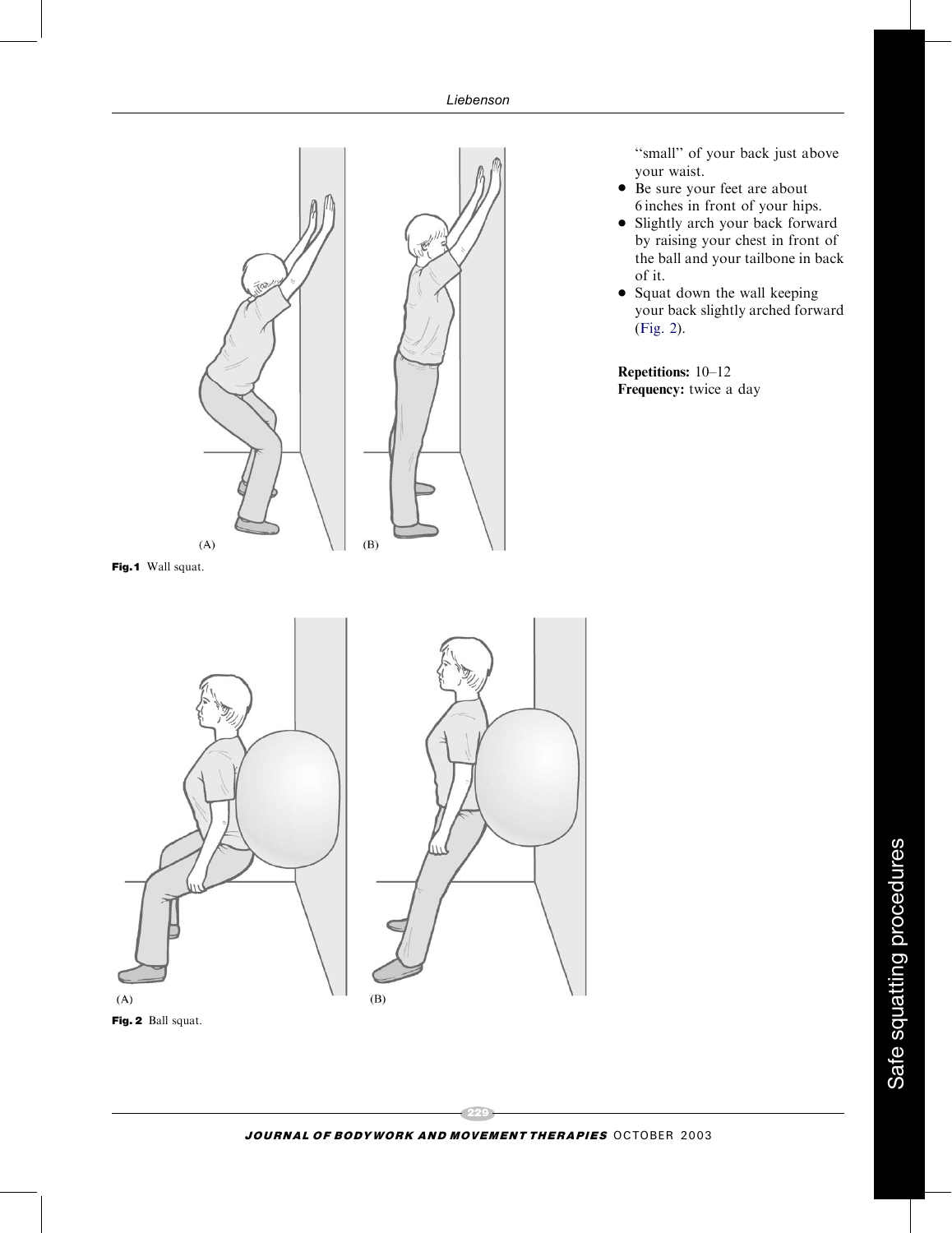(A) (B)

Fig. 1 Wall squat.

(A) (B)

Fig. 2 Ball squat.

"small" of your back just above your waist.

- Be sure your feet are about 6 inches in front of your hips.
- Slightly arch your back forward by raising your chest in front of the ball and your tailbone in back of it.
- Squat down the wall keeping your back slightly arched forward (Fig. 2).

**Repetitions:** 10–12
**Frequency:** twice a day